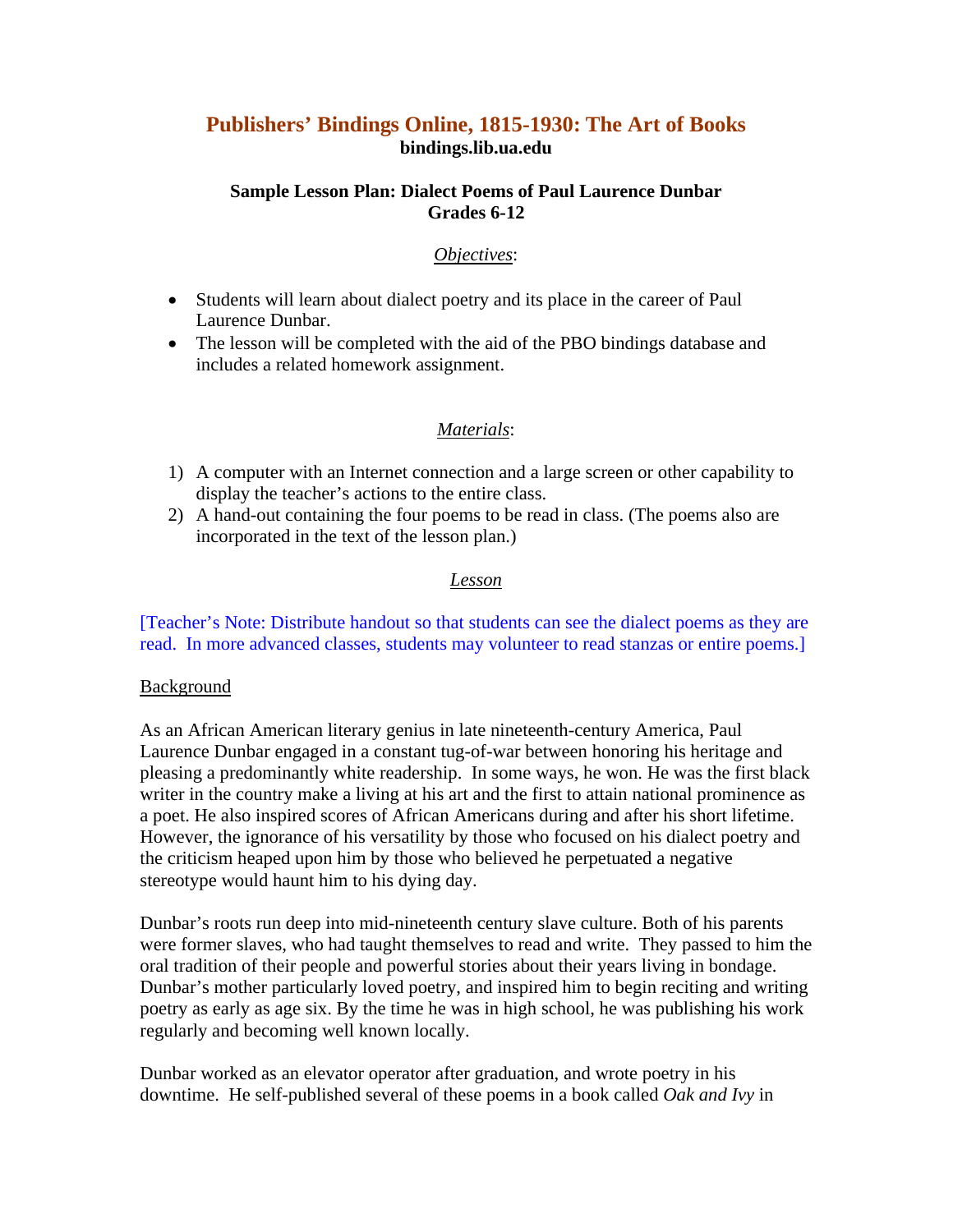# Publishers' Bindings Online, 1815-1930: The Art of Books

**bindings.lib.ua.edu**

## Sample Lesson Plan: Dialect Poems of Paul Laurence Dunbar
**Grades 6-12**

### *Objectives*:

- Students will learn about dialect poetry and its place in the career of Paul Laurence Dunbar.
- The lesson will be completed with the aid of the PBO bindings database and includes a related homework assignment.

### *Materials*:

1) A computer with an Internet connection and a large screen or other capability to display the teacher's actions to the entire class.
2) A hand-out containing the four poems to be read in class. (The poems also are incorporated in the text of the lesson plan.)

### *Lesson*

[Teacher's Note: Distribute handout so that students can see the dialect poems as they are read. In more advanced classes, students may volunteer to read stanzas or entire poems.]

Background

As an African American literary genius in late nineteenth-century America, Paul Laurence Dunbar engaged in a constant tug-of-war between honoring his heritage and pleasing a predominantly white readership. In some ways, he won. He was the first black writer in the country make a living at his art and the first to attain national prominence as a poet. He also inspired scores of African Americans during and after his short lifetime. However, the ignorance of his versatility by those who focused on his dialect poetry and the criticism heaped upon him by those who believed he perpetuated a negative stereotype would haunt him to his dying day.

Dunbar's roots run deep into mid-nineteenth century slave culture. Both of his parents were former slaves, who had taught themselves to read and write. They passed to him the oral tradition of their people and powerful stories about their years living in bondage. Dunbar's mother particularly loved poetry, and inspired him to begin reciting and writing poetry as early as age six. By the time he was in high school, he was publishing his work regularly and becoming well known locally.

Dunbar worked as an elevator operator after graduation, and wrote poetry in his downtime. He self-published several of these poems in a book called *Oak and Ivy* in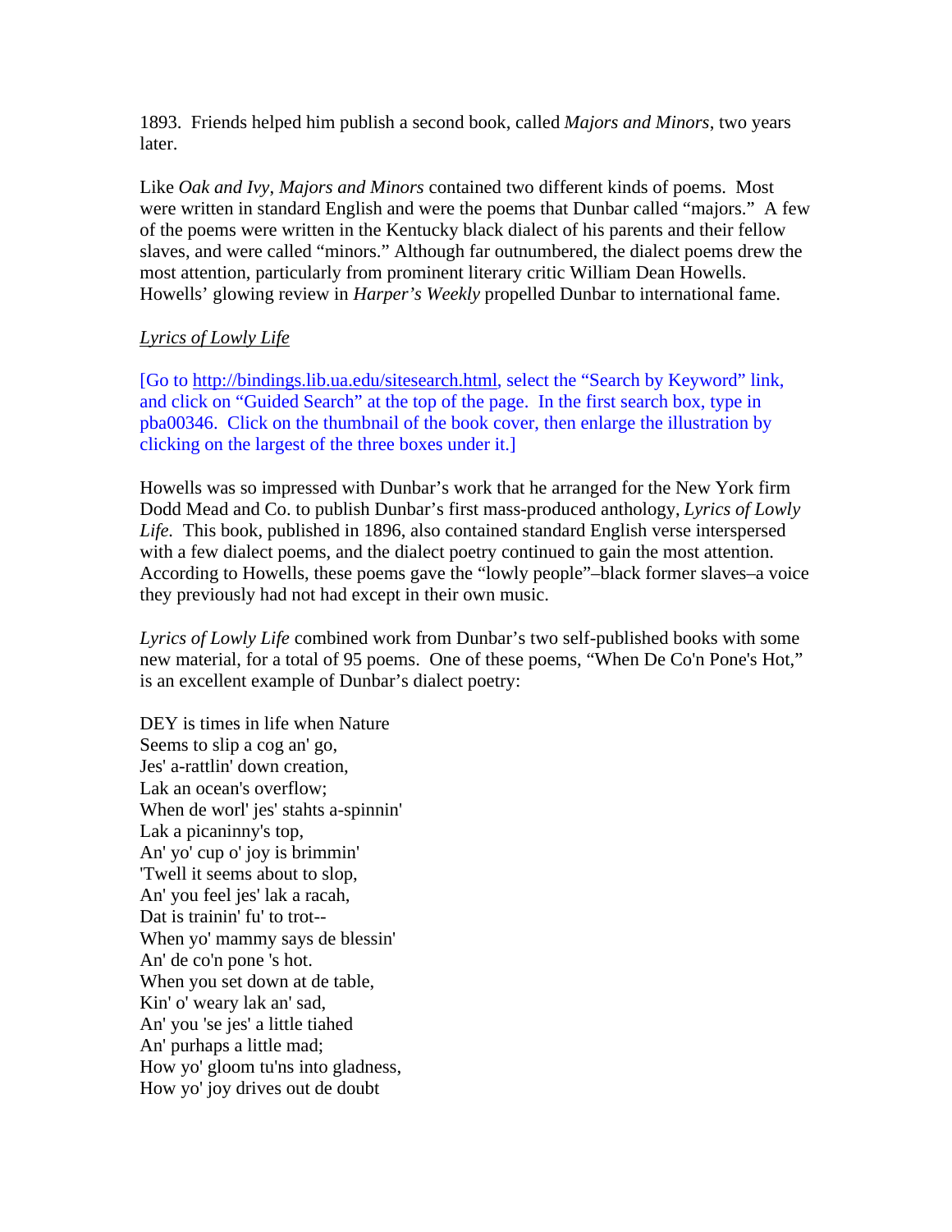1893. Friends helped him publish a second book, called *Majors and Minors*, two years later.

Like *Oak and Ivy*, *Majors and Minors* contained two different kinds of poems. Most were written in standard English and were the poems that Dunbar called "majors." A few of the poems were written in the Kentucky black dialect of his parents and their fellow slaves, and were called "minors." Although far outnumbered, the dialect poems drew the most attention, particularly from prominent literary critic William Dean Howells. Howells' glowing review in *Harper's Weekly* propelled Dunbar to international fame.

*Lyrics of Lowly Life*

[Go to http://bindings.lib.ua.edu/sitesearch.html, select the "Search by Keyword" link, and click on "Guided Search" at the top of the page. In the first search box, type in pba00346. Click on the thumbnail of the book cover, then enlarge the illustration by clicking on the largest of the three boxes under it.]

Howells was so impressed with Dunbar's work that he arranged for the New York firm Dodd Mead and Co. to publish Dunbar's first mass-produced anthology, *Lyrics of Lowly Life.* This book, published in 1896, also contained standard English verse interspersed with a few dialect poems, and the dialect poetry continued to gain the most attention. According to Howells, these poems gave the "lowly people"–black former slaves–a voice they previously had not had except in their own music.

*Lyrics of Lowly Life* combined work from Dunbar's two self-published books with some new material, for a total of 95 poems. One of these poems, "When De Co'n Pone's Hot," is an excellent example of Dunbar's dialect poetry:

DEY is times in life when Nature  
Seems to slip a cog an' go,  
Jes' a-rattlin' down creation,  
Lak an ocean's overflow;  
When de worl' jes' stahts a-spinnin'  
Lak a picaninny's top,  
An' yo' cup o' joy is brimmin'  
'Twell it seems about to slop,  
An' you feel jes' lak a racah,  
Dat is trainin' fu' to trot--  
When yo' mammy says de blessin'  
An' de co'n pone 's hot.  
When you set down at de table,  
Kin' o' weary lak an' sad,  
An' you 'se jes' a little tiahed  
An' purhaps a little mad;  
How yo' gloom tu'ns into gladness,  
How yo' joy drives out de doubt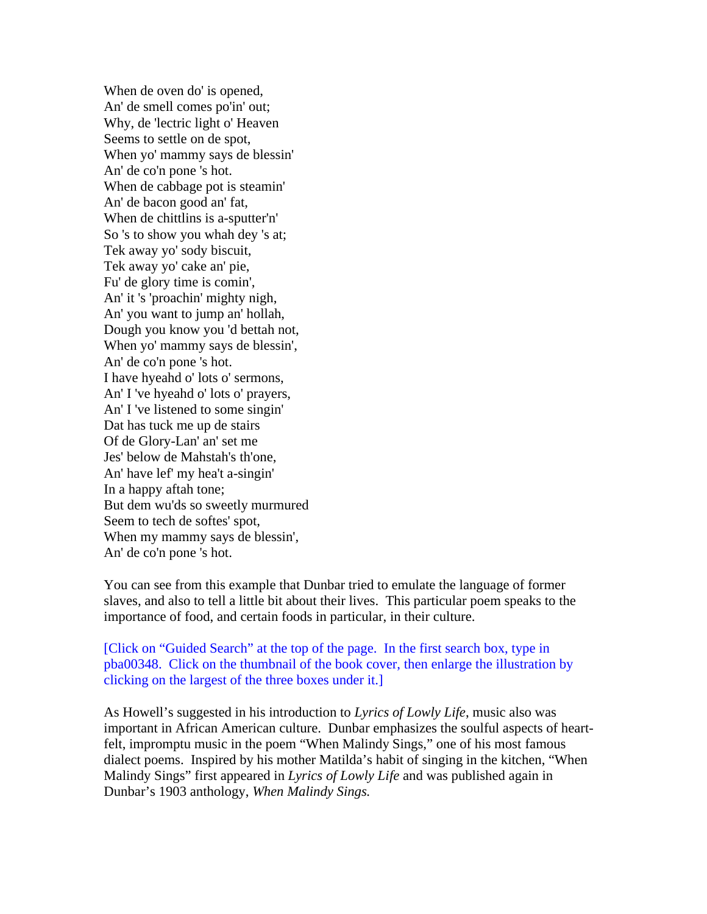When de oven do' is opened,  
An' de smell comes po'in' out;  
Why, de 'lectric light o' Heaven  
Seems to settle on de spot,  
When yo' mammy says de blessin'  
An' de co'n pone 's hot.  
When de cabbage pot is steamin'  
An' de bacon good an' fat,  
When de chittlins is a-sputter'n'  
So 's to show you whah dey 's at;  
Tek away yo' sody biscuit,  
Tek away yo' cake an' pie,  
Fu' de glory time is comin',  
An' it 's 'proachin' mighty nigh,  
An' you want to jump an' hollah,  
Dough you know you 'd bettah not,  
When yo' mammy says de blessin',  
An' de co'n pone 's hot.  
I have hyeahd o' lots o' sermons,  
An' I 've hyeahd o' lots o' prayers,  
An' I 've listened to some singin'  
Dat has tuck me up de stairs  
Of de Glory-Lan' an' set me  
Jes' below de Mahstah's th'one,  
An' have lef' my hea't a-singin'  
In a happy aftah tone;  
But dem wu'ds so sweetly murmured  
Seem to tech de softes' spot,  
When my mammy says de blessin',  
An' de co'n pone 's hot.

You can see from this example that Dunbar tried to emulate the language of former slaves, and also to tell a little bit about their lives. This particular poem speaks to the importance of food, and certain foods in particular, in their culture.

[Click on "Guided Search" at the top of the page. In the first search box, type in pba00348. Click on the thumbnail of the book cover, then enlarge the illustration by clicking on the largest of the three boxes under it.]

As Howell's suggested in his introduction to *Lyrics of Lowly Life*, music also was important in African American culture. Dunbar emphasizes the soulful aspects of heart-felt, impromptu music in the poem "When Malindy Sings," one of his most famous dialect poems. Inspired by his mother Matilda's habit of singing in the kitchen, "When Malindy Sings" first appeared in *Lyrics of Lowly Life* and was published again in Dunbar's 1903 anthology, *When Malindy Sings.*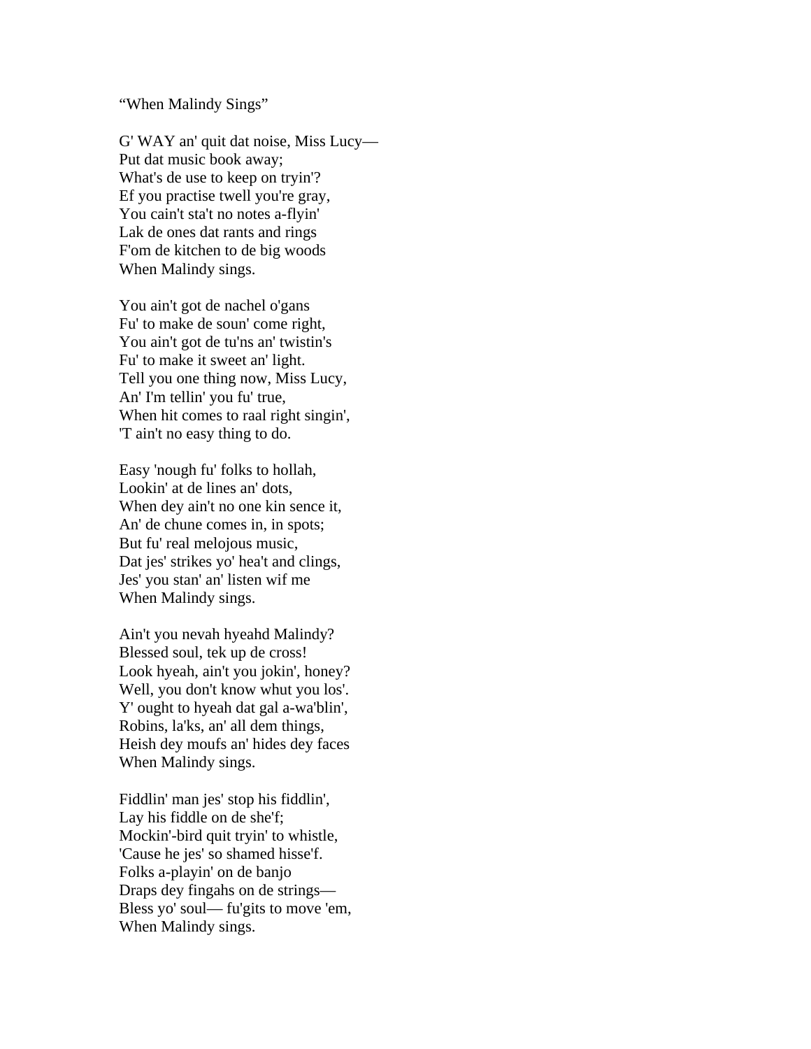"When Malindy Sings"

G' WAY an' quit dat noise, Miss Lucy—  
Put dat music book away;  
What's de use to keep on tryin'?  
Ef you practise twell you're gray,  
You cain't sta't no notes a-flyin'  
Lak de ones dat rants and rings  
F'om de kitchen to de big woods  
When Malindy sings.

You ain't got de nachel o'gans  
Fu' to make de soun' come right,  
You ain't got de tu'ns an' twistin's  
Fu' to make it sweet an' light.  
Tell you one thing now, Miss Lucy,  
An' I'm tellin' you fu' true,  
When hit comes to raal right singin',  
'T ain't no easy thing to do.

Easy 'nough fu' folks to hollah,  
Lookin' at de lines an' dots,  
When dey ain't no one kin sence it,  
An' de chune comes in, in spots;  
But fu' real melojous music,  
Dat jes' strikes yo' hea't and clings,  
Jes' you stan' an' listen wif me  
When Malindy sings.

Ain't you nevah hyeahd Malindy?  
Blessed soul, tek up de cross!  
Look hyeah, ain't you jokin', honey?  
Well, you don't know whut you los'.  
Y' ought to hyeah dat gal a-wa'blin',  
Robins, la'ks, an' all dem things,  
Heish dey moufs an' hides dey faces  
When Malindy sings.

Fiddlin' man jes' stop his fiddlin',  
Lay his fiddle on de she'f;  
Mockin'-bird quit tryin' to whistle,  
'Cause he jes' so shamed hisse'f.  
Folks a-playin' on de banjo  
Draps dey fingahs on de strings—  
Bless yo' soul— fu'gits to move 'em,  
When Malindy sings.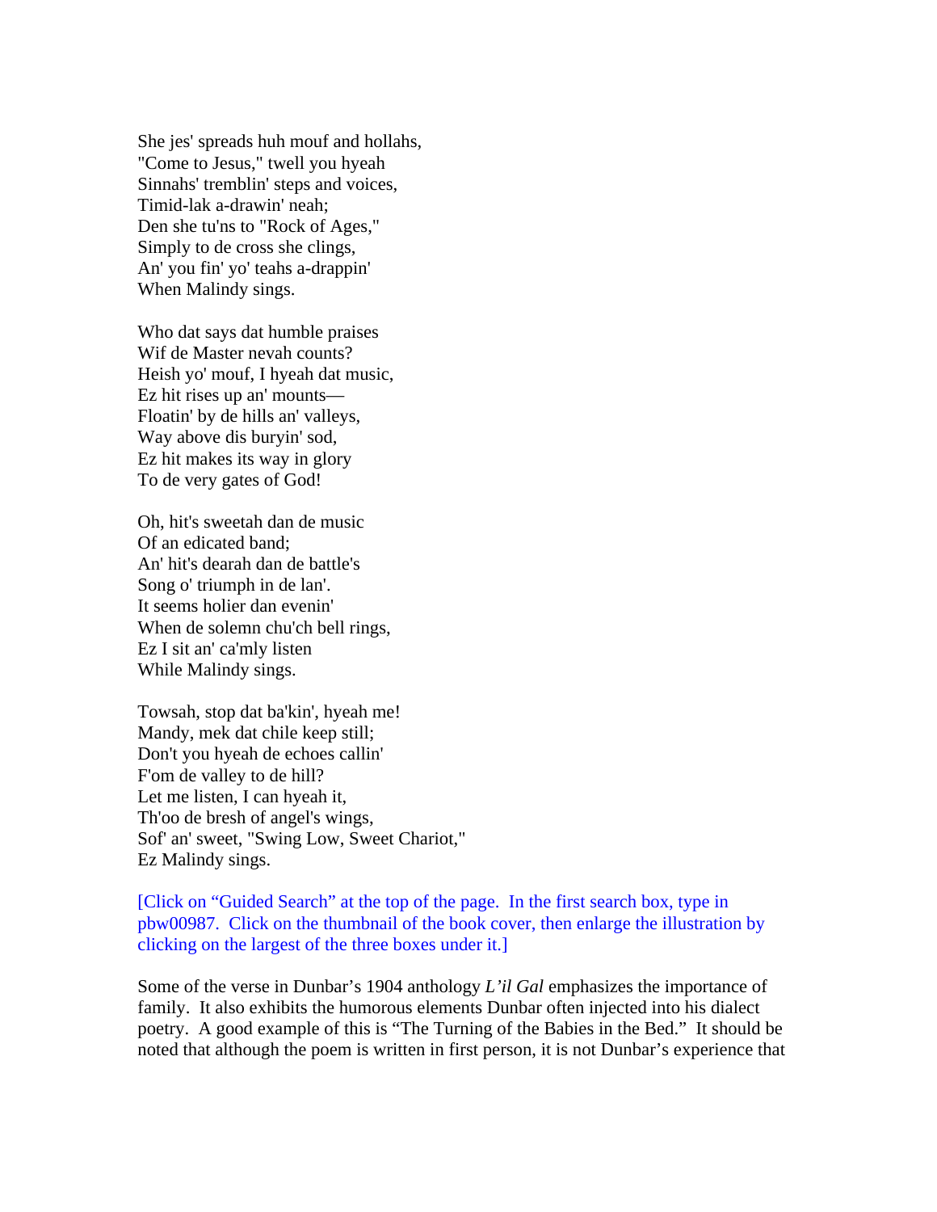She jes' spreads huh mouf and hollahs,
"Come to Jesus," twell you hyeah
Sinnahs' tremblin' steps and voices,
Timid-lak a-drawin' neah;
Den she tu'ns to "Rock of Ages,"
Simply to de cross she clings,
An' you fin' yo' teahs a-drappin'
When Malindy sings.

Who dat says dat humble praises
Wif de Master nevah counts?
Heish yo' mouf, I hyeah dat music,
Ez hit rises up an' mounts—
Floatin' by de hills an' valleys,
Way above dis buryin' sod,
Ez hit makes its way in glory
To de very gates of God!

Oh, hit's sweetah dan de music
Of an edicated band;
An' hit's dearah dan de battle's
Song o' triumph in de lan'.
It seems holier dan evenin'
When de solemn chu'ch bell rings,
Ez I sit an' ca'mly listen
While Malindy sings.

Towsah, stop dat ba'kin', hyeah me!
Mandy, mek dat chile keep still;
Don't you hyeah de echoes callin'
F'om de valley to de hill?
Let me listen, I can hyeah it,
Th'oo de bresh of angel's wings,
Sof' an' sweet, "Swing Low, Sweet Chariot,"
Ez Malindy sings.

[Click on "Guided Search" at the top of the page. In the first search box, type in pbw00987. Click on the thumbnail of the book cover, then enlarge the illustration by clicking on the largest of the three boxes under it.]

Some of the verse in Dunbar's 1904 anthology *L'il Gal* emphasizes the importance of family. It also exhibits the humorous elements Dunbar often injected into his dialect poetry. A good example of this is "The Turning of the Babies in the Bed." It should be noted that although the poem is written in first person, it is not Dunbar's experience that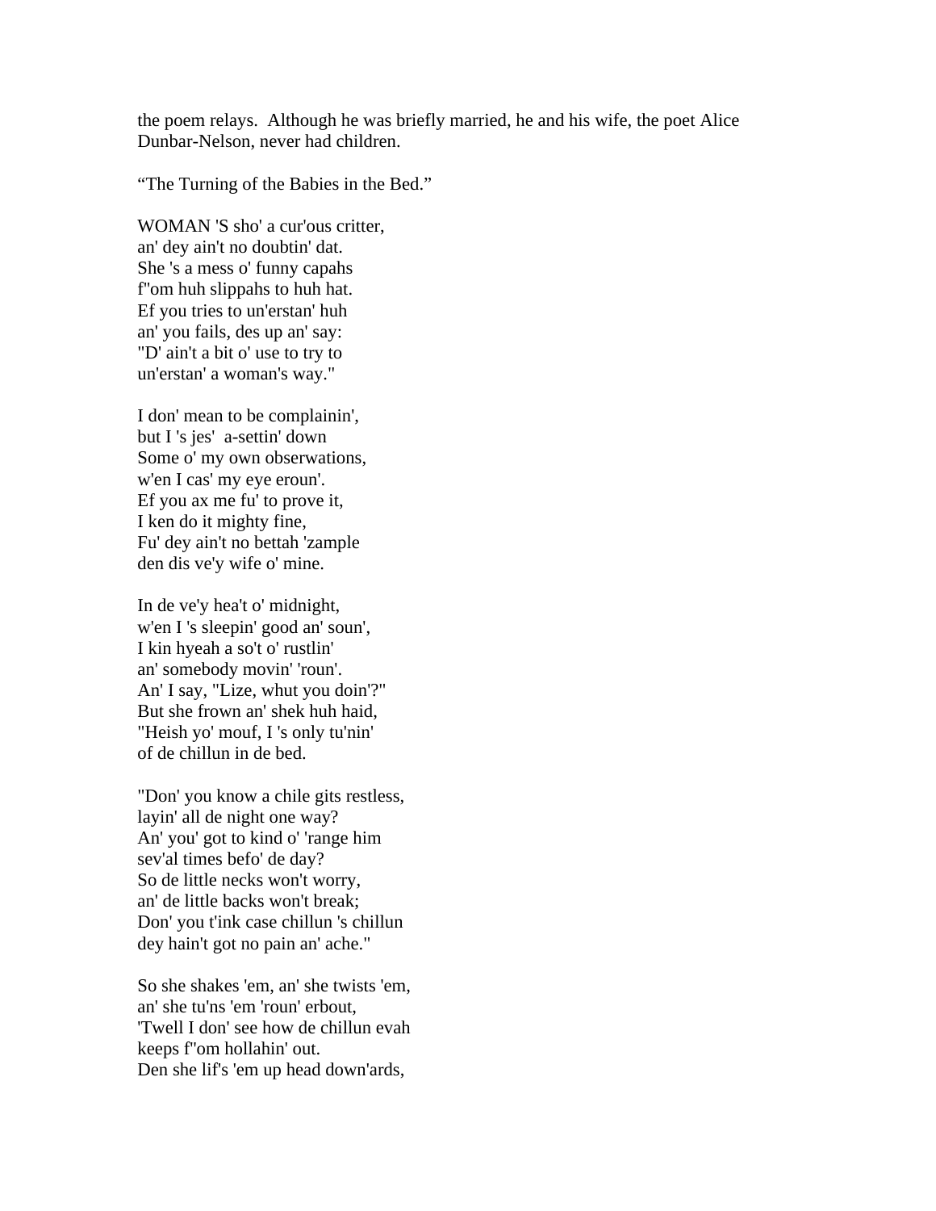the poem relays. Although he was briefly married, he and his wife, the poet Alice Dunbar-Nelson, never had children.

“The Turning of the Babies in the Bed.”

WOMAN 'S sho' a cur'ous critter,  
an' dey ain't no doubtin' dat.  
She 's a mess o' funny capahs  
f"om huh slippahs to huh hat.  
Ef you tries to un'erstan' huh  
an' you fails, des up an' say:  
"D' ain't a bit o' use to try to  
un'erstan' a woman's way."

I don' mean to be complainin',  
but I 's jes' a-settin' down  
Some o' my own obserwations,  
w'en I cas' my eye eroun'.  
Ef you ax me fu' to prove it,  
I ken do it mighty fine,  
Fu' dey ain't no bettah 'zample  
den dis ve'y wife o' mine.

In de ve'y hea't o' midnight,  
w'en I 's sleepin' good an' soun',  
I kin hyeah a so't o' rustlin'  
an' somebody movin' 'roun'.  
An' I say, "Lize, whut you doin'?"  
But she frown an' shek huh haid,  
"Heish yo' mouf, I 's only tu'nin'  
of de chillun in de bed.

"Don' you know a chile gits restless,  
layin' all de night one way?  
An' you' got to kind o' 'range him  
sev'al times befo' de day?  
So de little necks won't worry,  
an' de little backs won't break;  
Don' you t'ink case chillun 's chillun  
dey hain't got no pain an' ache."

So she shakes 'em, an' she twists 'em,  
an' she tu'ns 'em 'roun' erbout,  
'Twell I don' see how de chillun evah  
keeps f"om hollahin' out.  
Den she lif's 'em up head down'ards,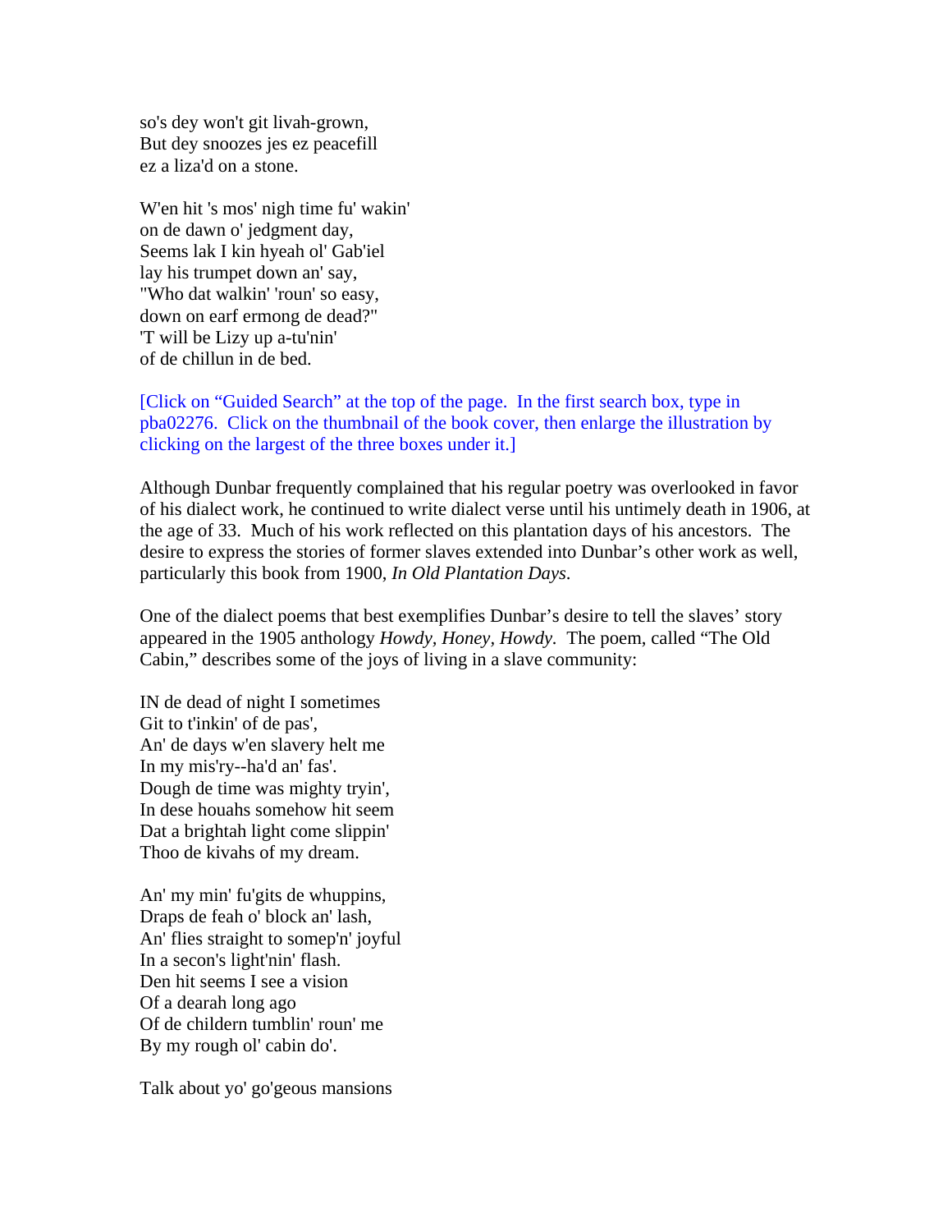so's dey won't git livah-grown,  
But dey snoozes jes ez peacefill  
ez a liza'd on a stone.

W'en hit 's mos' nigh time fu' wakin'  
on de dawn o' jedgment day,  
Seems lak I kin hyeah ol' Gab'iel  
lay his trumpet down an' say,  
"Who dat walkin' 'roun' so easy,  
down on earf ermong de dead?"  
'T will be Lizy up a-tu'nin'  
of de chillun in de bed.

[Click on “Guided Search” at the top of the page. In the first search box, type in pba02276. Click on the thumbnail of the book cover, then enlarge the illustration by clicking on the largest of the three boxes under it.]

Although Dunbar frequently complained that his regular poetry was overlooked in favor of his dialect work, he continued to write dialect verse until his untimely death in 1906, at the age of 33. Much of his work reflected on this plantation days of his ancestors. The desire to express the stories of former slaves extended into Dunbar’s other work as well, particularly this book from 1900, *In Old Plantation Days*.

One of the dialect poems that best exemplifies Dunbar’s desire to tell the slaves’ story appeared in the 1905 anthology *Howdy, Honey, Howdy.* The poem, called “The Old Cabin,” describes some of the joys of living in a slave community:

IN de dead of night I sometimes  
Git to t'inkin' of de pas',  
An' de days w'en slavery helt me  
In my mis'ry--ha'd an' fas'.  
Dough de time was mighty tryin',  
In dese houahs somehow hit seem  
Dat a brightah light come slippin'  
Thoo de kivahs of my dream.

An' my min' fu'gits de whuppins,  
Draps de feah o' block an' lash,  
An' flies straight to somep'n' joyful  
In a secon's light'nin' flash.  
Den hit seems I see a vision  
Of a dearah long ago  
Of de childern tumblin' roun' me  
By my rough ol' cabin do'.

Talk about yo' go'geous mansions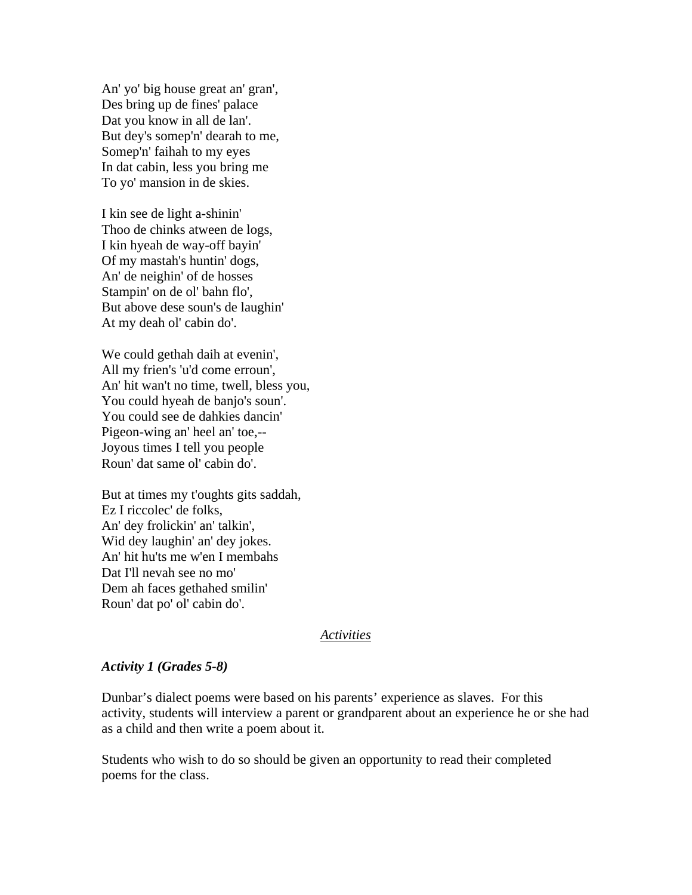An' yo' big house great an' gran',  
Des bring up de fines' palace  
Dat you know in all de lan'.  
But dey's somep'n' dearah to me,  
Somep'n' faihah to my eyes  
In dat cabin, less you bring me  
To yo' mansion in de skies.

I kin see de light a-shinin'  
Thoo de chinks atween de logs,  
I kin hyeah de way-off bayin'  
Of my mastah's huntin' dogs,  
An' de neighin' of de hosses  
Stampin' on de ol' bahn flo',  
But above dese soun's de laughin'  
At my deah ol' cabin do'.

We could gethah daih at evenin',  
All my frien's 'u'd come erroun',  
An' hit wan't no time, twell, bless you,  
You could hyeah de banjo's soun'.  
You could see de dahkies dancin'  
Pigeon-wing an' heel an' toe,--  
Joyous times I tell you people  
Roun' dat same ol' cabin do'.

But at times my t'oughts gits saddah,  
Ez I riccolec' de folks,  
An' dey frolickin' an' talkin',  
Wid dey laughin' an' dey jokes.  
An' hit hu'ts me w'en I membahs  
Dat I'll nevah see no mo'  
Dem ah faces gethahed smilin'  
Roun' dat po' ol' cabin do'.

## *Activities*

### *Activity 1 (Grades 5-8)*

Dunbar's dialect poems were based on his parents' experience as slaves. For this activity, students will interview a parent or grandparent about an experience he or she had as a child and then write a poem about it.

Students who wish to do so should be given an opportunity to read their completed poems for the class.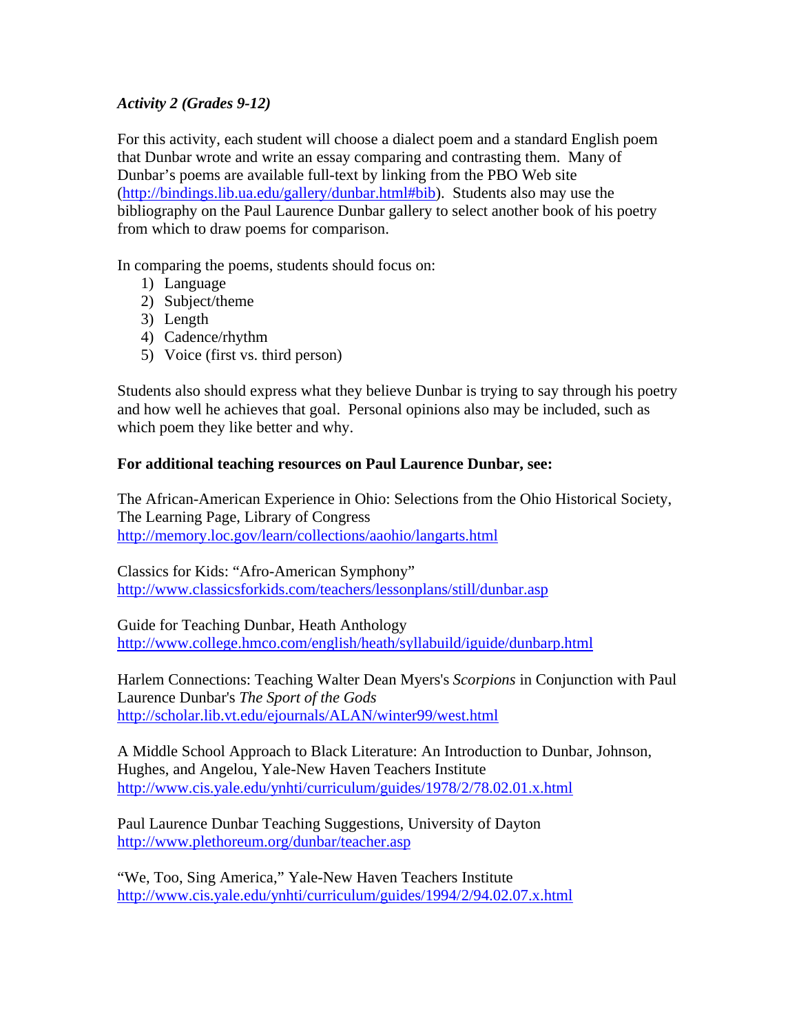*Activity 2 (Grades 9-12)*

For this activity, each student will choose a dialect poem and a standard English poem that Dunbar wrote and write an essay comparing and contrasting them. Many of Dunbar's poems are available full-text by linking from the PBO Web site (http://bindings.lib.ua.edu/gallery/dunbar.html#bib). Students also may use the bibliography on the Paul Laurence Dunbar gallery to select another book of his poetry from which to draw poems for comparison.

In comparing the poems, students should focus on:

1) Language
2) Subject/theme
3) Length
4) Cadence/rhythm
5) Voice (first vs. third person)

Students also should express what they believe Dunbar is trying to say through his poetry and how well he achieves that goal. Personal opinions also may be included, such as which poem they like better and why.

**For additional teaching resources on Paul Laurence Dunbar, see:**

The African-American Experience in Ohio: Selections from the Ohio Historical Society, The Learning Page, Library of Congress
http://memory.loc.gov/learn/collections/aaohio/langarts.html

Classics for Kids: "Afro-American Symphony"
http://www.classicsforkids.com/teachers/lessonplans/still/dunbar.asp

Guide for Teaching Dunbar, Heath Anthology
http://www.college.hmco.com/english/heath/syllabuild/iguide/dunbarp.html

Harlem Connections: Teaching Walter Dean Myers's *Scorpions* in Conjunction with Paul Laurence Dunbar's *The Sport of the Gods*
http://scholar.lib.vt.edu/ejournals/ALAN/winter99/west.html

A Middle School Approach to Black Literature: An Introduction to Dunbar, Johnson, Hughes, and Angelou, Yale-New Haven Teachers Institute
http://www.cis.yale.edu/ynhti/curriculum/guides/1978/2/78.02.01.x.html

Paul Laurence Dunbar Teaching Suggestions, University of Dayton
http://www.plethoreum.org/dunbar/teacher.asp

"We, Too, Sing America," Yale-New Haven Teachers Institute
http://www.cis.yale.edu/ynhti/curriculum/guides/1994/2/94.02.07.x.html